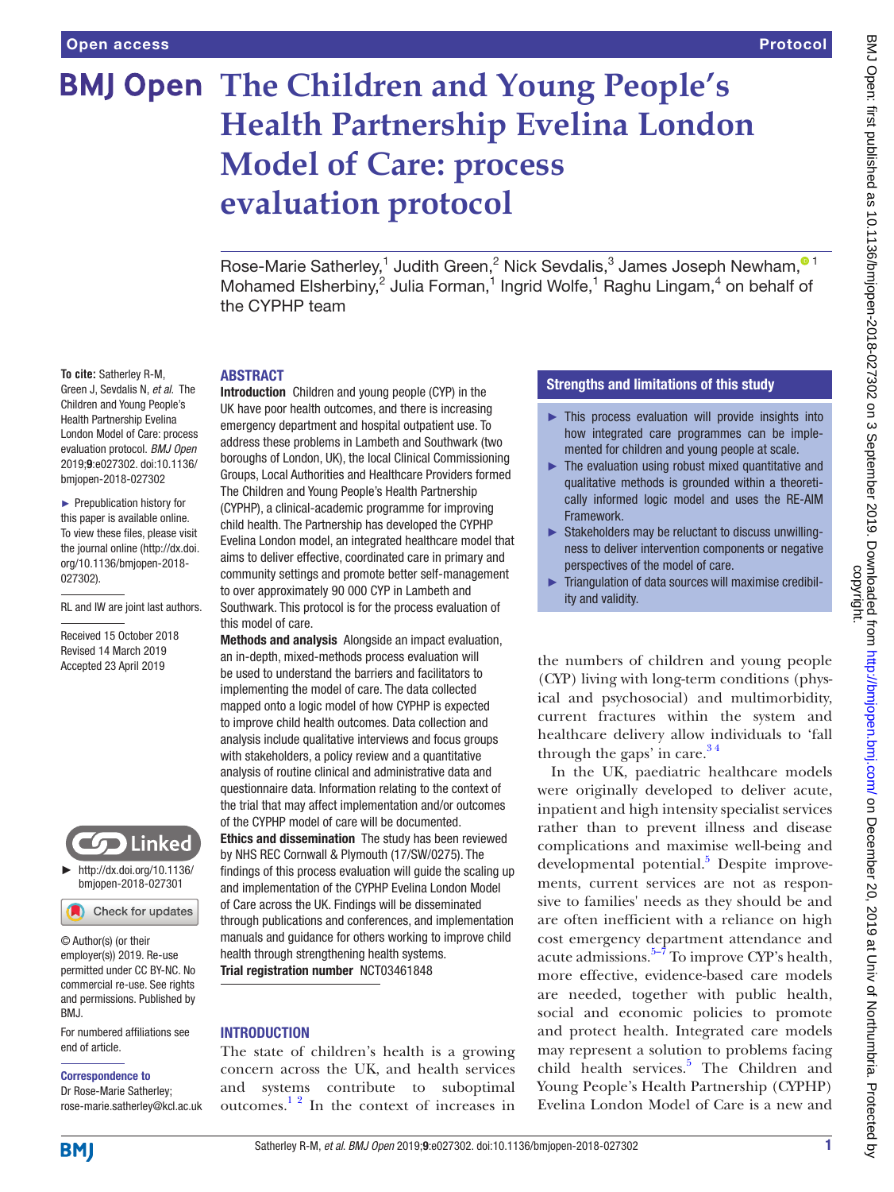Open access

Protocol

# The Children and Young People's Health Partnership Evelina London Model of Care: process evaluation protocol

Rose-Marie Satherley,[1] Judith Green,[2] Nick Sevdalis,[3] James Joseph Newham,[1] Mohamed Elsherbiny,[2] Julia Forman,[1] Ingrid Wolfe,[1] Raghu Lingam,[4] on behalf of the CYPHP team

**To cite:** Satherley R-M, Green J, Sevdalis N, *et al*. The Children and Young People's Health Partnership Evelina London Model of Care: process evaluation protocol. *BMJ Open* 2019;**9**:e027302. doi:10.1136/bmjopen-2018-027302

► Prepublication history for this paper is available online. To view these files, please visit the journal online (http://dx.doi.org/10.1136/bmjopen-2018-027302).

RL and IW are joint last authors.

Received 15 October 2018
Revised 14 March 2019
Accepted 23 April 2019

► http://dx.doi.org/10.1136/bmjopen-2018-027301

© Author(s) (or their employer(s)) 2019. Re-use permitted under CC BY-NC. No commercial re-use. See rights and permissions. Published by BMJ.

For numbered affiliations see end of article.

**Correspondence to**
Dr Rose-Marie Satherley; rose-marie.satherley@kcl.ac.uk

## ABSTRACT

**Introduction** Children and young people (CYP) in the UK have poor health outcomes, and there is increasing emergency department and hospital outpatient use. To address these problems in Lambeth and Southwark (two boroughs of London, UK), the local Clinical Commissioning Groups, Local Authorities and Healthcare Providers formed The Children and Young People's Health Partnership (CYPHP), a clinical-academic programme for improving child health. The Partnership has developed the CYPHP Evelina London model, an integrated healthcare model that aims to deliver effective, coordinated care in primary and community settings and promote better self-management to over approximately 90 000 CYP in Lambeth and Southwark. This protocol is for the process evaluation of this model of care.

**Methods and analysis** Alongside an impact evaluation, an in-depth, mixed-methods process evaluation will be used to understand the barriers and facilitators to implementing the model of care. The data collected mapped onto a logic model of how CYPHP is expected to improve child health outcomes. Data collection and analysis include qualitative interviews and focus groups with stakeholders, a policy review and a quantitative analysis of routine clinical and administrative data and questionnaire data. Information relating to the context of the trial that may affect implementation and/or outcomes of the CYPHP model of care will be documented.

**Ethics and dissemination** The study has been reviewed by NHS REC Cornwall & Plymouth (17/SW/0275). The findings of this process evaluation will guide the scaling up and implementation of the CYPHP Evelina London Model of Care across the UK. Findings will be disseminated through publications and conferences, and implementation manuals and guidance for others working to improve child health through strengthening health systems.

**Trial registration number** NCT03461848

### Strengths and limitations of this study

► This process evaluation will provide insights into how integrated care programmes can be implemented for children and young people at scale.
► The evaluation using robust mixed quantitative and qualitative methods is grounded within a theoretically informed logic model and uses the RE-AIM Framework.
► Stakeholders may be reluctant to discuss unwillingness to deliver intervention components or negative perspectives of the model of care.
► Triangulation of data sources will maximise credibility and validity.

## INTRODUCTION

The state of children's health is a growing concern across the UK, and health services and systems contribute to suboptimal outcomes.[1 2] In the context of increases in the numbers of children and young people (CYP) living with long-term conditions (physical and psychosocial) and multimorbidity, current fractures within the system and healthcare delivery allow individuals to 'fall through the gaps' in care.[3 4]

In the UK, paediatric healthcare models were originally developed to deliver acute, inpatient and high intensity specialist services rather than to prevent illness and disease complications and maximise well-being and developmental potential.[5] Despite improvements, current services are not as responsive to families' needs as they should be and are often inefficient with a reliance on high cost emergency department attendance and acute admissions.[5–7] To improve CYP's health, more effective, evidence-based care models are needed, together with public health, social and economic policies to promote and protect health. Integrated care models may represent a solution to problems facing child health services.[5] The Children and Young People's Health Partnership (CYPHP) Evelina London Model of Care is a new and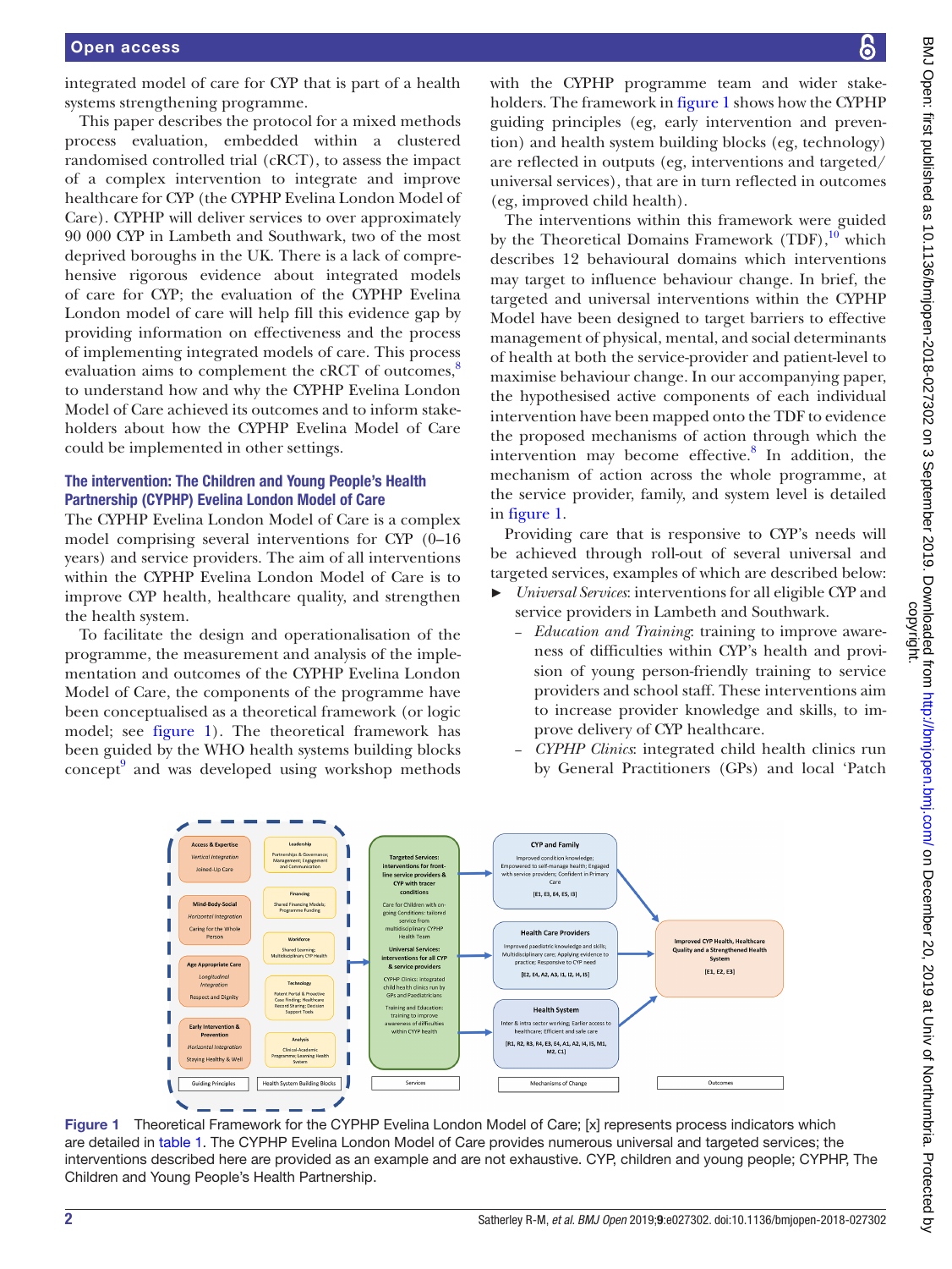integrated model of care for CYP that is part of a health systems strengthening programme.

This paper describes the protocol for a mixed methods process evaluation, embedded within a clustered randomised controlled trial (cRCT), to assess the impact of a complex intervention to integrate and improve healthcare for CYP (the CYPHP Evelina London Model of Care). CYPHP will deliver services to over approximately 90 000 CYP in Lambeth and Southwark, two of the most deprived boroughs in the UK. There is a lack of comprehensive rigorous evidence about integrated models of care for CYP; the evaluation of the CYPHP Evelina London model of care will help fill this evidence gap by providing information on effectiveness and the process of implementing integrated models of care. This process evaluation aims to complement the cRCT of outcomes,[8] to understand how and why the CYPHP Evelina London Model of Care achieved its outcomes and to inform stakeholders about how the CYPHP Evelina Model of Care could be implemented in other settings.

## The intervention: The Children and Young People's Health Partnership (CYPHP) Evelina London Model of Care

The CYPHP Evelina London Model of Care is a complex model comprising several interventions for CYP (0–16 years) and service providers. The aim of all interventions within the CYPHP Evelina London Model of Care is to improve CYP health, healthcare quality, and strengthen the health system.

To facilitate the design and operationalisation of the programme, the measurement and analysis of the implementation and outcomes of the CYPHP Evelina London Model of Care, the components of the programme have been conceptualised as a theoretical framework (or logic model; see figure 1). The theoretical framework has been guided by the WHO health systems building blocks concept[9] and was developed using workshop methods with the CYPHP programme team and wider stakeholders. The framework in figure 1 shows how the CYPHP guiding principles (eg, early intervention and prevention) and health system building blocks (eg, technology) are reflected in outputs (eg, interventions and targeted/universal services), that are in turn reflected in outcomes (eg, improved child health).

The interventions within this framework were guided by the Theoretical Domains Framework (TDF),[10] which describes 12 behavioural domains which interventions may target to influence behaviour change. In brief, the targeted and universal interventions within the CYPHP Model have been designed to target barriers to effective management of physical, mental, and social determinants of health at both the service-provider and patient-level to maximise behaviour change. In our accompanying paper, the hypothesised active components of each individual intervention have been mapped onto the TDF to evidence the proposed mechanisms of action through which the intervention may become effective.[8] In addition, the mechanism of action across the whole programme, at the service provider, family, and system level is detailed in figure 1.

Providing care that is responsive to CYP's needs will be achieved through roll-out of several universal and targeted services, examples of which are described below:

- *Universal Services*: interventions for all eligible CYP and service providers in Lambeth and Southwark.
  - *Education and Training*: training to improve awareness of difficulties within CYP's health and provision of young person-friendly training to service providers and school staff. These interventions aim to increase provider knowledge and skills, to improve delivery of CYP healthcare.
  - *CYPHP Clinics*: integrated child health clinics run by General Practitioners (GPs) and local 'Patch

Figure 1 Theoretical Framework for the CYPHP Evelina London Model of Care; [x] represents process indicators which are detailed in table 1. The CYPHP Evelina London Model of Care provides numerous universal and targeted services; the interventions described here are provided as an example and are not exhaustive. CYP, children and young people; CYPHP, The Children and Young People's Health Partnership.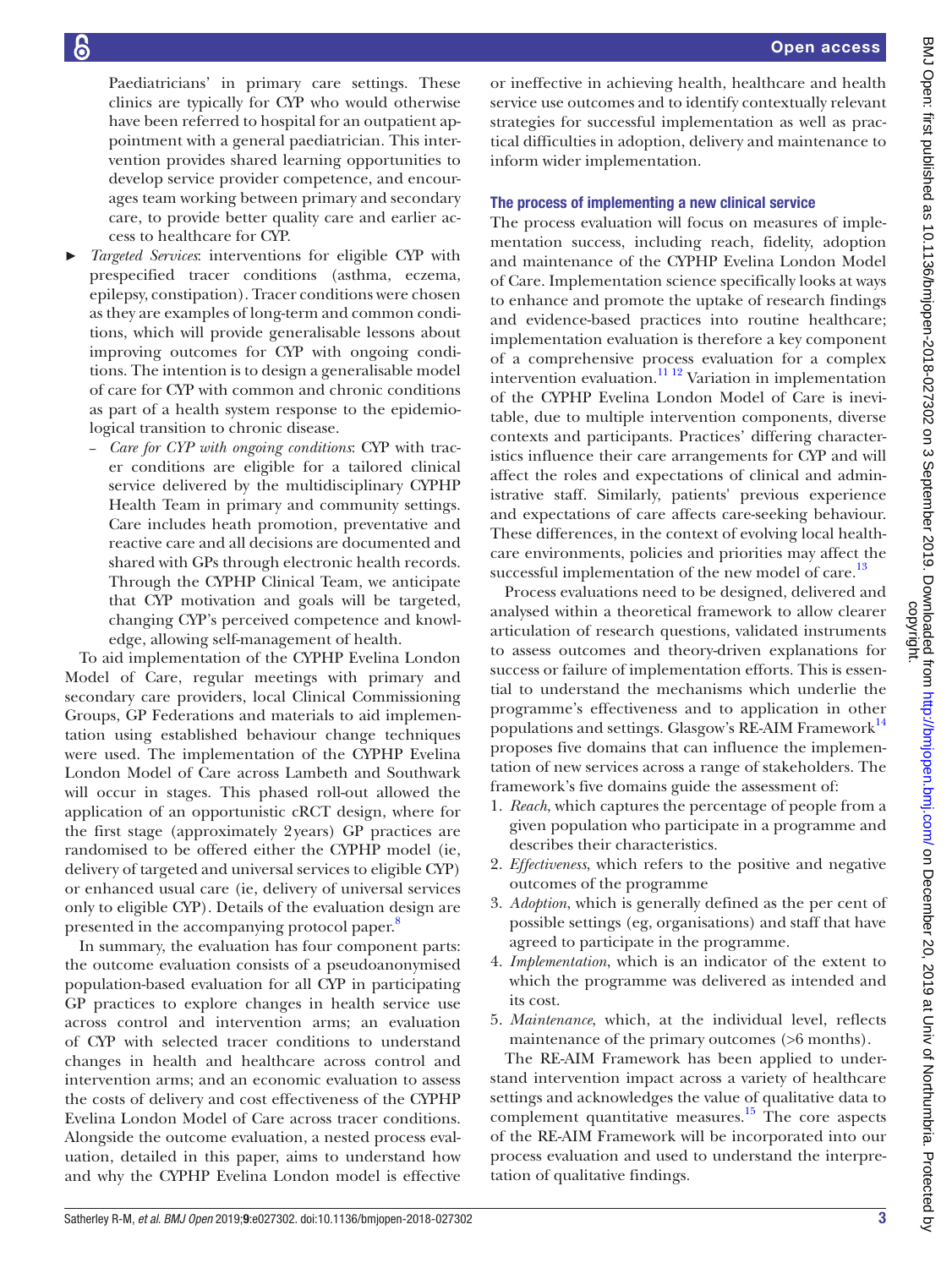Paediatricians' in primary care settings. These clinics are typically for CYP who would otherwise have been referred to hospital for an outpatient appointment with a general paediatrician. This intervention provides shared learning opportunities to develop service provider competence, and encourages team working between primary and secondary care, to provide better quality care and earlier access to healthcare for CYP.

- *Targeted Services*: interventions for eligible CYP with prespecified tracer conditions (asthma, eczema, epilepsy, constipation). Tracer conditions were chosen as they are examples of long-term and common conditions, which will provide generalisable lessons about improving outcomes for CYP with ongoing conditions. The intention is to design a generalisable model of care for CYP with common and chronic conditions as part of a health system response to the epidemiological transition to chronic disease.
  - *Care for CYP with ongoing conditions*: CYP with tracer conditions are eligible for a tailored clinical service delivered by the multidisciplinary CYPHP Health Team in primary and community settings. Care includes heath promotion, preventative and reactive care and all decisions are documented and shared with GPs through electronic health records. Through the CYPHP Clinical Team, we anticipate that CYP motivation and goals will be targeted, changing CYP's perceived competence and knowledge, allowing self-management of health.

To aid implementation of the CYPHP Evelina London Model of Care, regular meetings with primary and secondary care providers, local Clinical Commissioning Groups, GP Federations and materials to aid implementation using established behaviour change techniques were used. The implementation of the CYPHP Evelina London Model of Care across Lambeth and Southwark will occur in stages. This phased roll-out allowed the application of an opportunistic cRCT design, where for the first stage (approximately 2 years) GP practices are randomised to be offered either the CYPHP model (ie, delivery of targeted and universal services to eligible CYP) or enhanced usual care (ie, delivery of universal services only to eligible CYP). Details of the evaluation design are presented in the accompanying protocol paper.[8]

In summary, the evaluation has four component parts: the outcome evaluation consists of a pseudoanonymised population-based evaluation for all CYP in participating GP practices to explore changes in health service use across control and intervention arms; an evaluation of CYP with selected tracer conditions to understand changes in health and healthcare across control and intervention arms; and an economic evaluation to assess the costs of delivery and cost effectiveness of the CYPHP Evelina London Model of Care across tracer conditions. Alongside the outcome evaluation, a nested process evaluation, detailed in this paper, aims to understand how and why the CYPHP Evelina London model is effective or ineffective in achieving health, healthcare and health service use outcomes and to identify contextually relevant strategies for successful implementation as well as practical difficulties in adoption, delivery and maintenance to inform wider implementation.

## The process of implementing a new clinical service

The process evaluation will focus on measures of implementation success, including reach, fidelity, adoption and maintenance of the CYPHP Evelina London Model of Care. Implementation science specifically looks at ways to enhance and promote the uptake of research findings and evidence-based practices into routine healthcare; implementation evaluation is therefore a key component of a comprehensive process evaluation for a complex intervention evaluation.[11,12] Variation in implementation of the CYPHP Evelina London Model of Care is inevitable, due to multiple intervention components, diverse contexts and participants. Practices' differing characteristics influence their care arrangements for CYP and will affect the roles and expectations of clinical and administrative staff. Similarly, patients' previous experience and expectations of care affects care-seeking behaviour. These differences, in the context of evolving local healthcare environments, policies and priorities may affect the successful implementation of the new model of care.[13]

Process evaluations need to be designed, delivered and analysed within a theoretical framework to allow clearer articulation of research questions, validated instruments to assess outcomes and theory-driven explanations for success or failure of implementation efforts. This is essential to understand the mechanisms which underlie the programme's effectiveness and to application in other populations and settings. Glasgow's RE-AIM Framework[14] proposes five domains that can influence the implementation of new services across a range of stakeholders. The framework's five domains guide the assessment of:

1. *Reach*, which captures the percentage of people from a given population who participate in a programme and describes their characteristics.
2. *Effectiveness*, which refers to the positive and negative outcomes of the programme
3. *Adoption*, which is generally defined as the per cent of possible settings (eg, organisations) and staff that have agreed to participate in the programme.
4. *Implementation*, which is an indicator of the extent to which the programme was delivered as intended and its cost.
5. *Maintenance*, which, at the individual level, reflects maintenance of the primary outcomes (>6 months).

The RE-AIM Framework has been applied to understand intervention impact across a variety of healthcare settings and acknowledges the value of qualitative data to complement quantitative measures.[15] The core aspects of the RE-AIM Framework will be incorporated into our process evaluation and used to understand the interpretation of qualitative findings.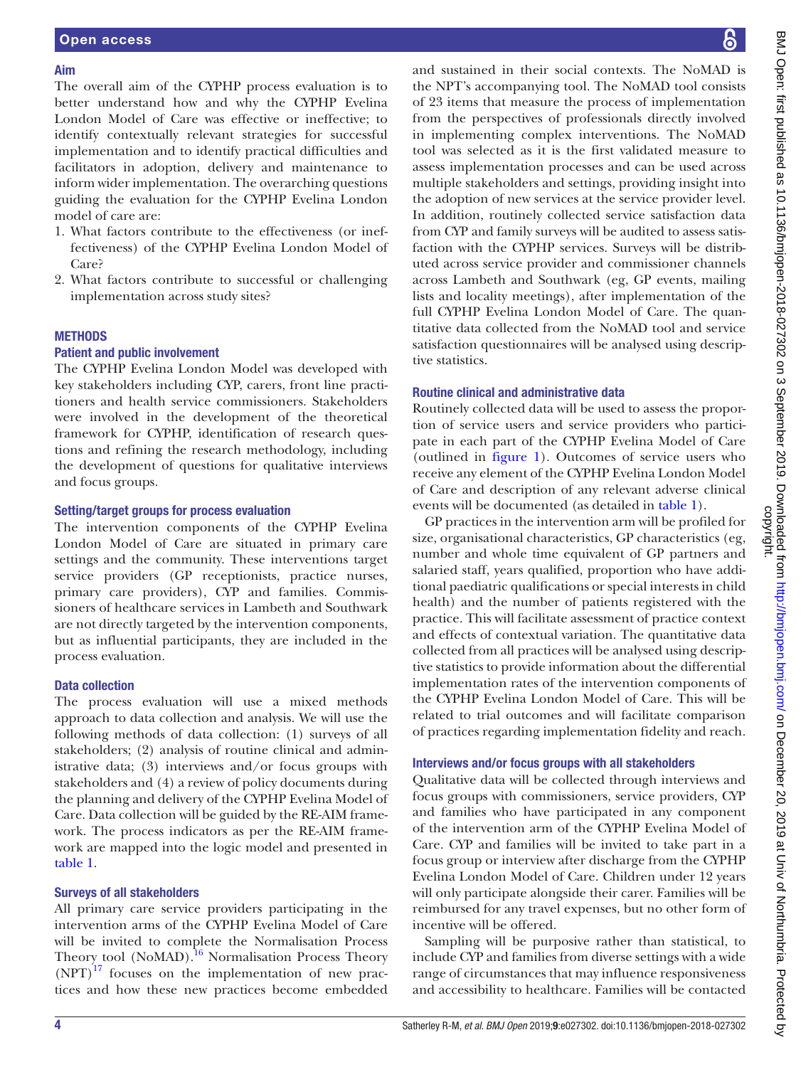### Aim

The overall aim of the CYPHP process evaluation is to better understand how and why the CYPHP Evelina London Model of Care was effective or ineffective; to identify contextually relevant strategies for successful implementation and to identify practical difficulties and facilitators in adoption, delivery and maintenance to inform wider implementation. The overarching questions guiding the evaluation for the CYPHP Evelina London model of care are:

1. What factors contribute to the effectiveness (or ineffectiveness) of the CYPHP Evelina London Model of Care?
2. What factors contribute to successful or challenging implementation across study sites?

## METHODS

### Patient and public involvement

The CYPHP Evelina London Model was developed with key stakeholders including CYP, carers, front line practitioners and health service commissioners. Stakeholders were involved in the development of the theoretical framework for CYPHP, identification of research questions and refining the research methodology, including the development of questions for qualitative interviews and focus groups.

### Setting/target groups for process evaluation

The intervention components of the CYPHP Evelina London Model of Care are situated in primary care settings and the community. These interventions target service providers (GP receptionists, practice nurses, primary care providers), CYP and families. Commissioners of healthcare services in Lambeth and Southwark are not directly targeted by the intervention components, but as influential participants, they are included in the process evaluation.

### Data collection

The process evaluation will use a mixed methods approach to data collection and analysis. We will use the following methods of data collection: (1) surveys of all stakeholders; (2) analysis of routine clinical and administrative data; (3) interviews and/or focus groups with stakeholders and (4) a review of policy documents during the planning and delivery of the CYPHP Evelina Model of Care. Data collection will be guided by the RE-AIM framework. The process indicators as per the RE-AIM framework are mapped into the logic model and presented in table 1.

### Surveys of all stakeholders

All primary care service providers participating in the intervention arms of the CYPHP Evelina Model of Care will be invited to complete the Normalisation Process Theory tool (NoMAD).[16] Normalisation Process Theory (NPT)[17] focuses on the implementation of new practices and how these new practices become embedded and sustained in their social contexts. The NoMAD is the NPT's accompanying tool. The NoMAD tool consists of 23 items that measure the process of implementation from the perspectives of professionals directly involved in implementing complex interventions. The NoMAD tool was selected as it is the first validated measure to assess implementation processes and can be used across multiple stakeholders and settings, providing insight into the adoption of new services at the service provider level. In addition, routinely collected service satisfaction data from CYP and family surveys will be audited to assess satisfaction with the CYPHP services. Surveys will be distributed across service provider and commissioner channels across Lambeth and Southwark (eg, GP events, mailing lists and locality meetings), after implementation of the full CYPHP Evelina London Model of Care. The quantitative data collected from the NoMAD tool and service satisfaction questionnaires will be analysed using descriptive statistics.

### Routine clinical and administrative data

Routinely collected data will be used to assess the proportion of service users and service providers who participate in each part of the CYPHP Evelina London Model of Care (outlined in figure 1). Outcomes of service users who receive any element of the CYPHP Evelina London Model of Care and description of any relevant adverse clinical events will be documented (as detailed in table 1).

GP practices in the intervention arm will be profiled for size, organisational characteristics, GP characteristics (eg, number and whole time equivalent of GP partners and salaried staff, years qualified, proportion who have additional paediatric qualifications or special interests in child health) and the number of patients registered with the practice. This will facilitate assessment of practice context and effects of contextual variation. The quantitative data collected from all practices will be analysed using descriptive statistics to provide information about the differential implementation rates of the intervention components of the CYPHP Evelina London Model of Care. This will be related to trial outcomes and will facilitate comparison of practices regarding implementation fidelity and reach.

### Interviews and/or focus groups with all stakeholders

Qualitative data will be collected through interviews and focus groups with commissioners, service providers, CYP and families who have participated in any component of the intervention arm of the CYPHP Evelina Model of Care. CYP and families will be invited to take part in a focus group or interview after discharge from the CYPHP Evelina London Model of Care. Children under 12 years will only participate alongside their carer. Families will be reimbursed for any travel expenses, but no other form of incentive will be offered.

Sampling will be purposive rather than statistical, to include CYP and families from diverse settings with a wide range of circumstances that may influence responsiveness and accessibility to healthcare. Families will be contacted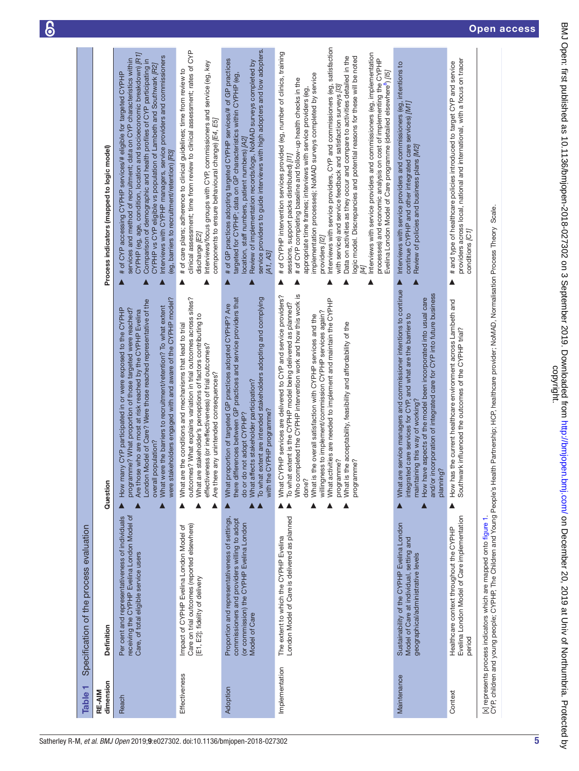**Table 1** Specification of the process evaluation

| RE-AIM dimension | Definition | Question | Process indicators (mapped to logic model) |
|---|---|---|---|
| Reach | Per cent and representativeness of individuals receiving the CYPHP Evelina London Model of Care, of total eligible service users | ▲ How many CYP participated in or were exposed to the CYPHP programme? What proportion of those targeted were reached?<br>▲ Are those who are most at risk reached by the CYPHP Evelina London Model of Care? Were those reached representative of the overall population?<br>▲ What were the barriers to recruitment/retention? To what extent were stakeholders engaged with and aware of the CYPHP model? | ▲ # of CYP accessing CYPHP services/# eligible for targeted CYPHP services and method of recruitment; data on CYP characteristics within CYPHP (eg, age, condition, location and socioeconomic breakdown) *[R1]*<br>▲ Comparison of demographic and health profiles of CYP participating in CYPHP vs CYP eligible vs population of Lambeth and Southwark *[R2]*<br>▲ Interviews with CYPHP managers, service providers and commissioners (eg, barriers to recruitment/retention) *[R3]* |
| Effectiveness | Impact of CYPHP Evelina London Model of Care on trial outcomes (reported elsewhere) [E1, E2]; fidelity of delivery | ▲ What are the conditions and mechanisms that lead to trial outcomes? What explains variation in trial outcomes across sites?<br>▲ What are stakeholder's perceptions of factors contributing to effectiveness (or ineffectiveness) of trial outcomes?<br>▲ Are there any unintended consequences? | ▲ # of care plans; adherence to clinical guidelines; time from review to clinical assessment; time from review to clinical assessment; rates of CYP discharge *[E2]*<br>▲ Interviews/focus groups with CYP, commissioners and service (eg, key components to ensure behavioural change) *[E4, E5]* |
| Adoption | Proportion and representativeness of settings, commissioners and providers willing to adopt (or commission) the CYPHP Evelina London Model of Care | ▲ What proportion of targeted GP practices adopted CYPHP? Are there differences between GP practices and service providers that do or do not adopt CYPHP?<br>▲ What affects stakeholder participation?<br>▲ To what extent are intended stakeholders adopting and complying with the CYPHP programme? | ▲ # of GP practices adopting targeted CYPHP services/# of GP practices targeted for CYPHP; data on GP characteristics within CYPHP (eg, location, staff numbers, patient numbers) *[A2]*<br>▲ Review of implementation records/logs, NoMAD surveys completed by service providers to guide interviews with high adopters and low adopters. *[A1, A3]* |
| Implementation | The extent to which the CYPHP Evelina London Model of Care is delivered as planned | ▲ What CYPHP services are delivered to CYP and service providers?<br>▲ To what extent is the CYPHP model being delivered as planned?<br>▲ Who completed the CYPHP intervention work and how this work is done?<br>▲ What is the overall satisfaction with CYPHP services and the willingness to implement/commission CYPHP services again?<br>▲ What activities are needed to implement and maintain the CYPHP programme?<br>▲ What is the acceptability, feasibility and affordability of the programme? | ▲ # of CYPHP intervention services provided (eg, number of clinics, training sessions, support packs distributed) *[I1]*<br>▲ # of CYP completing baseline and follow-up health checks in the appropriate time frames; interviews with service providers (eg, implementation processes); NoMAD surveys completed by service providers *[I2]*<br>▲ Interviews with service providers, CYP and commissioners (eg, satisfaction with service) and service feedback and satisfaction surveys *[I3]*<br>▲ Data on activities as they occur and compare to activities detailed in the logic model. Discrepancies and potential reasons for these will be noted *[I4]*<br>▲ Interviews with service providers and commissioners (eg, implementation processes) and economic analysis on cost of implementing the CYPHP Evelina London Model of Care programme (detailed elsewhere[8]) *[I5]* |
| Maintenance | Sustainability of the CYPHP Evelina London Model of Care at individual, setting and geographical/administrative levels | ▲ What are service managers and commissioner intentions to continue integrated care services for CYP, and what are the barriers to maintaining this way of working?<br>▲ How have aspects of the model been incorporated into usual care and/or incorporation of integrated care for CYP into future business planning? | ▲ Interviews with service providers and commissioners (eg, intentions to continue CYPHP and other integrated care services) *[M1]*<br>▲ Review of policies and business plans *[M2]* |
| Context | Healthcare context throughout the CYPHP Evelina London Model of Care implementation period | ▲ How has the current healthcare environment across Lambeth and Southwark influenced the outcomes of the CYPHP trial? | ▲ # and type of healthcare policies introduced to target CYP and service providers across local, national and international, with a focus on tracer conditions *[C1]* |

[x] represents process indicators which are mapped onto figure 1.
CYP, children and young people; CYPHP, The Children and Young People's Health Partnership; HCP, healthcare provider; NoMAD, Normalisation Process Theory Scale.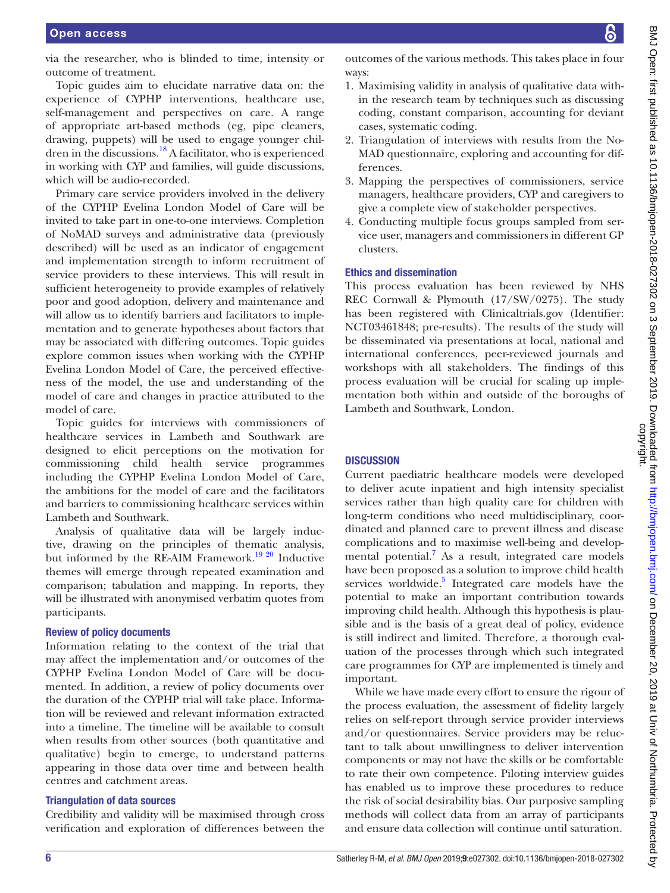via the researcher, who is blinded to time, intensity or outcome of treatment.

Topic guides aim to elucidate narrative data on: the experience of CYPHP interventions, healthcare use, self-management and perspectives on care. A range of appropriate art-based methods (eg, pipe cleaners, drawing, puppets) will be used to engage younger children in the discussions.[18] A facilitator, who is experienced in working with CYP and families, will guide discussions, which will be audio-recorded.

Primary care service providers involved in the delivery of the CYPHP Evelina London Model of Care will be invited to take part in one-to-one interviews. Completion of NoMAD surveys and administrative data (previously described) will be used as an indicator of engagement and implementation strength to inform recruitment of service providers to these interviews. This will result in sufficient heterogeneity to provide examples of relatively poor and good adoption, delivery and maintenance and will allow us to identify barriers and facilitators to implementation and to generate hypotheses about factors that may be associated with differing outcomes. Topic guides explore common issues when working with the CYPHP Evelina London Model of Care, the perceived effectiveness of the model, the use and understanding of the model of care and changes in practice attributed to the model of care.

Topic guides for interviews with commissioners of healthcare services in Lambeth and Southwark are designed to elicit perceptions on the motivation for commissioning child health service programmes including the CYPHP Evelina London Model of Care, the ambitions for the model of care and the facilitators and barriers to commissioning healthcare services within Lambeth and Southwark.

Analysis of qualitative data will be largely inductive, drawing on the principles of thematic analysis, but informed by the RE-AIM Framework.[19 20] Inductive themes will emerge through repeated examination and comparison; tabulation and mapping. In reports, they will be illustrated with anonymised verbatim quotes from participants.

### Review of policy documents

Information relating to the context of the trial that may affect the implementation and/or outcomes of the CYPHP Evelina London Model of Care will be documented. In addition, a review of policy documents over the duration of the CYPHP trial will take place. Information will be reviewed and relevant information extracted into a timeline. The timeline will be available to consult when results from other sources (both quantitative and qualitative) begin to emerge, to understand patterns appearing in those data over time and between health centres and catchment areas.

### Triangulation of data sources

Credibility and validity will be maximised through cross verification and exploration of differences between the outcomes of the various methods. This takes place in four ways:

1. Maximising validity in analysis of qualitative data within the research team by techniques such as discussing coding, constant comparison, accounting for deviant cases, systematic coding.
2. Triangulation of interviews with results from the NoMAD questionnaire, exploring and accounting for differences.
3. Mapping the perspectives of commissioners, service managers, healthcare providers, CYP and caregivers to give a complete view of stakeholder perspectives.
4. Conducting multiple focus groups sampled from service user, managers and commissioners in different GP clusters.

### Ethics and dissemination

This process evaluation has been reviewed by NHS REC Cornwall & Plymouth (17/SW/0275). The study has been registered with Clinicaltrials.gov (Identifier: NCT03461848; pre-results). The results of the study will be disseminated via presentations at local, national and international conferences, peer-reviewed journals and workshops with all stakeholders. The findings of this process evaluation will be crucial for scaling up implementation both within and outside of the boroughs of Lambeth and Southwark, London.

## DISCUSSION

Current paediatric healthcare models were developed to deliver acute inpatient and high intensity specialist services rather than high quality care for children with long-term conditions who need multidisciplinary, coordinated and planned care to prevent illness and disease complications and to maximise well-being and developmental potential.[7] As a result, integrated care models have been proposed as a solution to improve child health services worldwide.[5] Integrated care models have the potential to make an important contribution towards improving child health. Although this hypothesis is plausible and is the basis of a great deal of policy, evidence is still indirect and limited. Therefore, a thorough evaluation of the processes through which such integrated care programmes for CYP are implemented is timely and important.

While we have made every effort to ensure the rigour of the process evaluation, the assessment of fidelity largely relies on self-report through service provider interviews and/or questionnaires. Service providers may be reluctant to talk about unwillingness to deliver intervention components or may not have the skills or be comfortable to rate their own competence. Piloting interview guides has enabled us to improve these procedures to reduce the risk of social desirability bias. Our purposive sampling methods will collect data from an array of participants and ensure data collection will continue until saturation.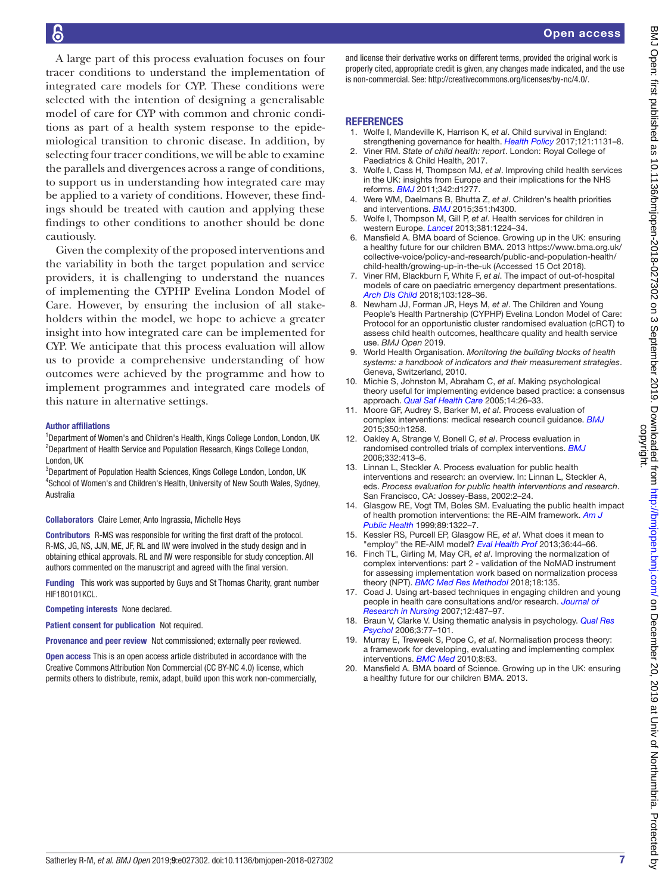A large part of this process evaluation focuses on four tracer conditions to understand the implementation of integrated care models for CYP. These conditions were selected with the intention of designing a generalisable model of care for CYP with common and chronic conditions as part of a health system response to the epidemiological transition to chronic disease. In addition, by selecting four tracer conditions, we will be able to examine the parallels and divergences across a range of conditions, to support us in understanding how integrated care may be applied to a variety of conditions. However, these findings should be treated with caution and applying these findings to other conditions to another should be done cautiously.

Given the complexity of the proposed interventions and the variability in both the target population and service providers, it is challenging to understand the nuances of implementing the CYPHP Evelina London Model of Care. However, by ensuring the inclusion of all stakeholders within the model, we hope to achieve a greater insight into how integrated care can be implemented for CYP. We anticipate that this process evaluation will allow us to provide a comprehensive understanding of how outcomes were achieved by the programme and how to implement programmes and integrated care models of this nature in alternative settings.

**Author affiliations**

[1]Department of Women's and Children's Health, Kings College London, London, UK
[2]Department of Health Service and Population Research, Kings College London, London, UK
[3]Department of Population Health Sciences, Kings College London, London, UK
[4]School of Women's and Children's Health, University of New South Wales, Sydney, Australia

**Collaborators** Claire Lemer, Anto Ingrassia, Michelle Heys

**Contributors** R-MS was responsible for writing the first draft of the protocol. R-MS, JG, NS, JJN, ME, JF, RL and IW were involved in the study design and in obtaining ethical approvals. RL and IW were responsible for study conception. All authors commented on the manuscript and agreed with the final version.

**Funding** This work was supported by Guys and St Thomas Charity, grant number HIF180101KCL.

**Competing interests** None declared.

**Patient consent for publication** Not required.

**Provenance and peer review** Not commissioned; externally peer reviewed.

**Open access** This is an open access article distributed in accordance with the Creative Commons Attribution Non Commercial (CC BY-NC 4.0) license, which permits others to distribute, remix, adapt, build upon this work non-commercially, and license their derivative works on different terms, provided the original work is properly cited, appropriate credit is given, any changes made indicated, and the use is non-commercial. See: http://creativecommons.org/licenses/by-nc/4.0/.

## REFERENCES

1. Wolfe I, Mandeville K, Harrison K, *et al*. Child survival in England: strengthening governance for health. *Health Policy* 2017;121:1131–8.
2. Viner RM. *State of child health: report*. London: Royal College of Paediatrics & Child Health, 2017.
3. Wolfe I, Cass H, Thompson MJ, *et al*. Improving child health services in the UK: insights from Europe and their implications for the NHS reforms. *BMJ* 2011;342:d1277.
4. Were WM, Daelmans B, Bhutta Z, *et al*. Children's health priorities and interventions. *BMJ* 2015;351:h4300.
5. Wolfe I, Thompson M, Gill P, *et al*. Health services for children in western Europe. *Lancet* 2013;381:1224–34.
6. Mansfield A. BMA board of Science. Growing up in the UK: ensuring a healthy future for our children BMA. 2013 https://www.bma.org.uk/collective-voice/policy-and-research/public-and-population-health/child-health/growing-up-in-the-uk (Accessed 15 Oct 2018).
7. Viner RM, Blackburn F, White F, *et al*. The impact of out-of-hospital models of care on paediatric emergency department presentations. *Arch Dis Child* 2018;103:128–36.
8. Newham JJ, Forman JR, Heys M, *et al*. The Children and Young People's Health Partnership (CYPHP) Evelina London Model of Care: Protocol for an opportunistic cluster randomised evaluation (cRCT) to assess child health outcomes, healthcare quality and health service use. *BMJ Open* 2019.
9. World Health Organisation. *Monitoring the building blocks of health systems: a handbook of indicators and their measurement strategies*. Geneva, Switzerland, 2010.
10. Michie S, Johnston M, Abraham C, *et al*. Making psychological theory useful for implementing evidence based practice: a consensus approach. *Qual Saf Health Care* 2005;14:26–33.
11. Moore GF, Audrey S, Barker M, *et al*. Process evaluation of complex interventions: medical research council guidance. *BMJ* 2015;350:h1258.
12. Oakley A, Strange V, Bonell C, *et al*. Process evaluation in randomised controlled trials of complex interventions. *BMJ* 2006;332:413–6.
13. Linnan L, Steckler A. Process evaluation for public health interventions and research: an overview. In: Linnan L, Steckler A, eds. *Process evaluation for public health interventions and research*. San Francisco, CA: Jossey-Bass, 2002:2–24.
14. Glasgow RE, Vogt TM, Boles SM. Evaluating the public health impact of health promotion interventions: the RE-AIM framework. *Am J Public Health* 1999;89:1322–7.
15. Kessler RS, Purcell EP, Glasgow RE, *et al*. What does it mean to "employ" the RE-AIM model? *Eval Health Prof* 2013;36:44–66.
16. Finch TL, Girling M, May CR, *et al*. Improving the normalization of complex interventions: part 2 - validation of the NoMAD instrument for assessing implementation work based on normalization process theory (NPT). *BMC Med Res Methodol* 2018;18:135.
17. Coad J. Using art-based techniques in engaging children and young people in health care consultations and/or research. *Journal of Research in Nursing* 2007;12:487–97.
18. Braun V, Clarke V. Using thematic analysis in psychology. *Qual Res Psychol* 2006;3:77–101.
19. Murray E, Treweek S, Pope C, *et al*. Normalisation process theory: a framework for developing, evaluating and implementing complex interventions. *BMC Med* 2010;8:63.
20. Mansfield A. BMA board of Science. Growing up in the UK: ensuring a healthy future for our children BMA. 2013.